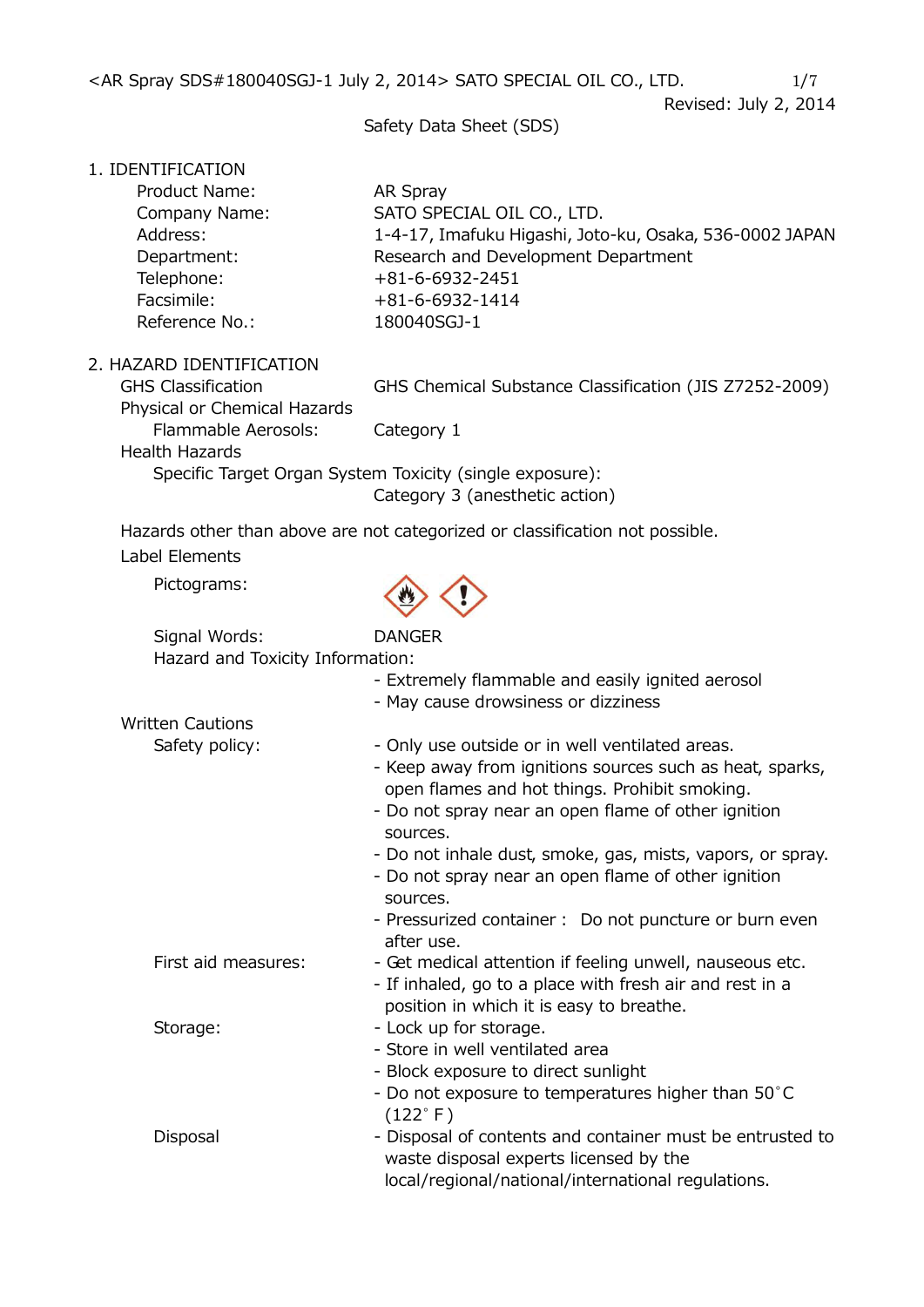Revised: July 2, 2014

Safety Data Sheet (SDS)

## 1. IDENTIFICATION

| | |
|---|---|
| Product Name: | AR Spray |
| Company Name: | SATO SPECIAL OIL CO., LTD. |
| Address: | 1-4-17, Imafuku Higashi, Joto-ku, Osaka, 536-0002 JAPAN |
| Department: | Research and Development Department |
| Telephone: | +81-6-6932-2451 |
| Facsimile: | +81-6-6932-1414 |
| Reference No.: | 180040SGJ-1 |

## 2. HAZARD IDENTIFICATION

GHS Classification — GHS Chemical Substance Classification (JIS Z7252-2009)

Physical or Chemical Hazards

Flammable Aerosols: Category 1

Health Hazards

Specific Target Organ System Toxicity (single exposure): Category 3 (anesthetic action)

Hazards other than above are not categorized or classification not possible.

Label Elements

Pictograms:

Signal Words: DANGER

Hazard and Toxicity Information:

- Extremely flammable and easily ignited aerosol
- May cause drowsiness or dizziness

Written Cautions

Safety policy:

- Only use outside or in well ventilated areas.
- Keep away from ignitions sources such as heat, sparks, open flames and hot things. Prohibit smoking.
- Do not spray near an open flame of other ignition sources.
- Do not inhale dust, smoke, gas, mists, vapors, or spray.
- Do not spray near an open flame of other ignition sources.
- Pressurized container : Do not puncture or burn even after use.

First aid measures:

- Get medical attention if feeling unwell, nauseous etc.
- If inhaled, go to a place with fresh air and rest in a position in which it is easy to breathe.

Storage:

- Lock up for storage.
- Store in well ventilated area
- Block exposure to direct sunlight
- Do not exposure to temperatures higher than 50˚C (122˚F)

Disposal

- Disposal of contents and container must be entrusted to waste disposal experts licensed by the local/regional/national/international regulations.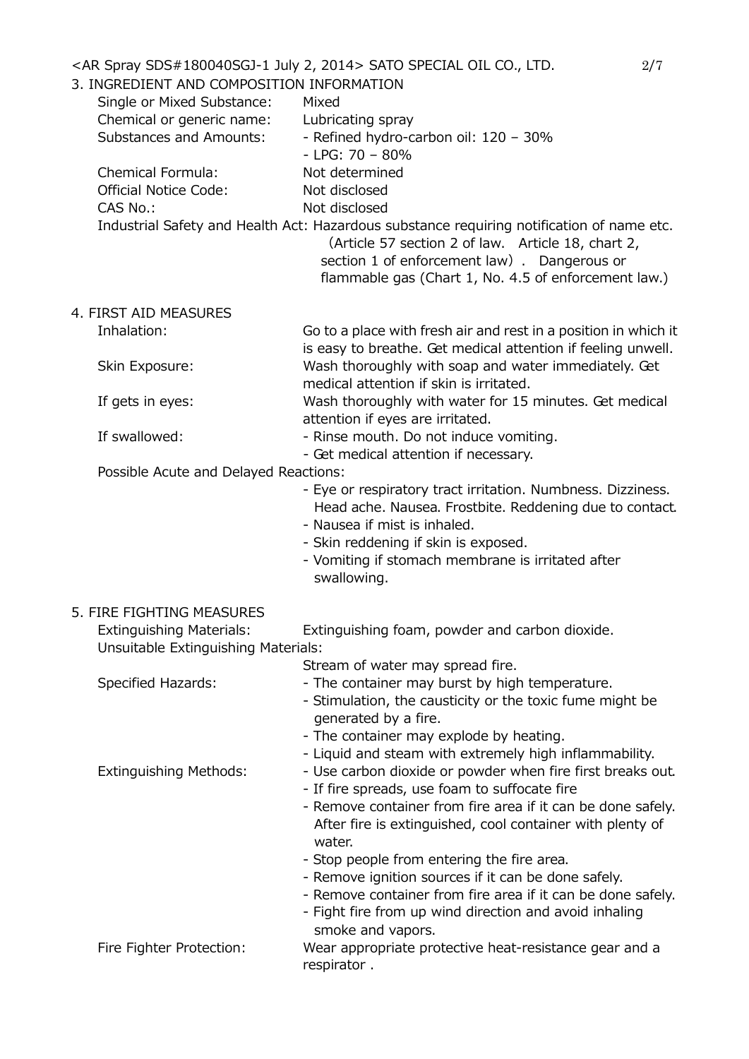## 3. INGREDIENT AND COMPOSITION INFORMATION

| | |
|---|---|
| Single or Mixed Substance: | Mixed |
| Chemical or generic name: | Lubricating spray |
| Substances and Amounts: | - Refined hydro-carbon oil: 120 – 30%<br>- LPG: 70 – 80% |
| Chemical Formula: | Not determined |
| Official Notice Code: | Not disclosed |
| CAS No.: | Not disclosed |

Industrial Safety and Health Act: Hazardous substance requiring notification of name etc. （Article 57 section 2 of law. Article 18, chart 2, section 1 of enforcement law）. Dangerous or flammable gas (Chart 1, No. 4.5 of enforcement law.)

## 4. FIRST AID MEASURES

**Inhalation:** Go to a place with fresh air and rest in a position in which it is easy to breathe. Get medical attention if feeling unwell.

**Skin Exposure:** Wash thoroughly with soap and water immediately. Get medical attention if skin is irritated.

**If gets in eyes:** Wash thoroughly with water for 15 minutes. Get medical attention if eyes are irritated.

**If swallowed:**
- Rinse mouth. Do not induce vomiting.
- Get medical attention if necessary.

**Possible Acute and Delayed Reactions:**
- Eye or respiratory tract irritation. Numbness. Dizziness. Head ache. Nausea. Frostbite. Reddening due to contact.
- Nausea if mist is inhaled.
- Skin reddening if skin is exposed.
- Vomiting if stomach membrane is irritated after swallowing.

## 5. FIRE FIGHTING MEASURES

**Extinguishing Materials:** Extinguishing foam, powder and carbon dioxide.

**Unsuitable Extinguishing Materials:** Stream of water may spread fire.

**Specified Hazards:**
- The container may burst by high temperature.
- Stimulation, the causticity or the toxic fume might be generated by a fire.
- The container may explode by heating.
- Liquid and steam with extremely high inflammability.

**Extinguishing Methods:**
- Use carbon dioxide or powder when fire first breaks out.
- If fire spreads, use foam to suffocate fire
- Remove container from fire area if it can be done safely. After fire is extinguished, cool container with plenty of water.
- Stop people from entering the fire area.
- Remove ignition sources if it can be done safely.
- Remove container from fire area if it can be done safely.
- Fight fire from up wind direction and avoid inhaling smoke and vapors.

**Fire Fighter Protection:** Wear appropriate protective heat-resistance gear and a respirator .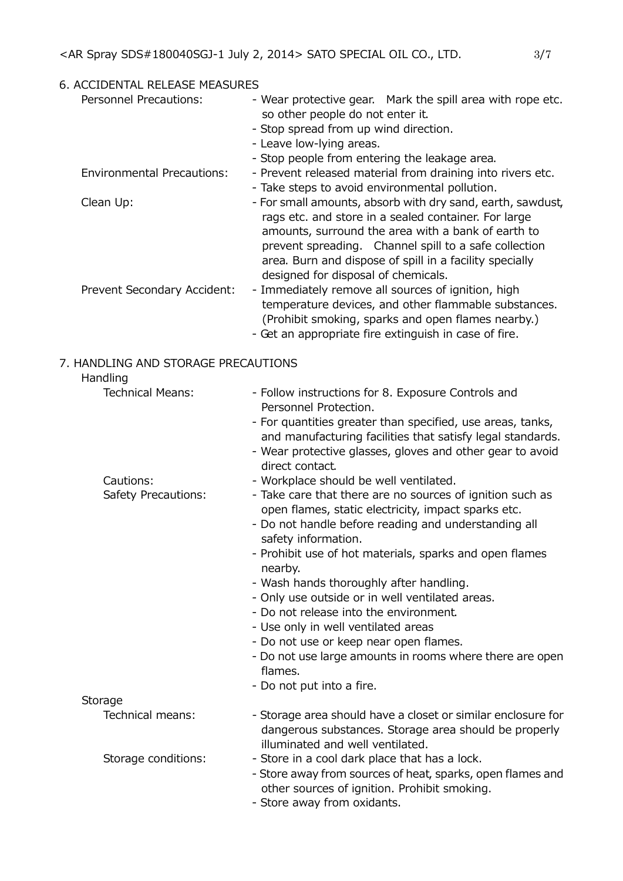## 6. ACCIDENTAL RELEASE MEASURES

**Personnel Precautions:**
- Wear protective gear. Mark the spill area with rope etc. so other people do not enter it.
- Stop spread from up wind direction.
- Leave low-lying areas.
- Stop people from entering the leakage area.

**Environmental Precautions:**
- Prevent released material from draining into rivers etc.
- Take steps to avoid environmental pollution.

**Clean Up:**
- For small amounts, absorb with dry sand, earth, sawdust, rags etc. and store in a sealed container. For large amounts, surround the area with a bank of earth to prevent spreading. Channel spill to a safe collection area. Burn and dispose of spill in a facility specially designed for disposal of chemicals.

**Prevent Secondary Accident:**
- Immediately remove all sources of ignition, high temperature devices, and other flammable substances. (Prohibit smoking, sparks and open flames nearby.)
- Get an appropriate fire extinguish in case of fire.

## 7. HANDLING AND STORAGE PRECAUTIONS

### Handling

**Technical Means:**
- Follow instructions for 8. Exposure Controls and Personnel Protection.
- For quantities greater than specified, use areas, tanks, and manufacturing facilities that satisfy legal standards.
- Wear protective glasses, gloves and other gear to avoid direct contact.

**Cautions:**
- Workplace should be well ventilated.

**Safety Precautions:**
- Take care that there are no sources of ignition such as open flames, static electricity, impact sparks etc.
- Do not handle before reading and understanding all safety information.
- Prohibit use of hot materials, sparks and open flames nearby.
- Wash hands thoroughly after handling.
- Only use outside or in well ventilated areas.
- Do not release into the environment.
- Use only in well ventilated areas
- Do not use or keep near open flames.
- Do not use large amounts in rooms where there are open flames.
- Do not put into a fire.

### Storage

**Technical means:**
- Storage area should have a closet or similar enclosure for dangerous substances. Storage area should be properly illuminated and well ventilated.

**Storage conditions:**
- Store in a cool dark place that has a lock.
- Store away from sources of heat, sparks, open flames and other sources of ignition. Prohibit smoking.
- Store away from oxidants.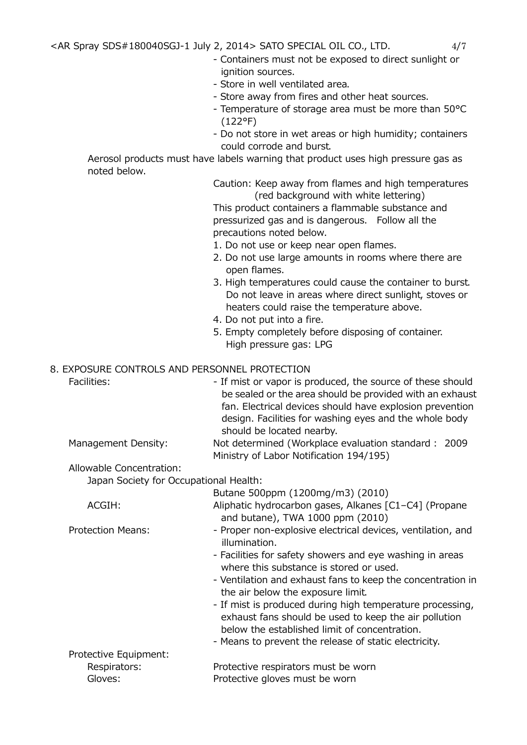- Containers must not be exposed to direct sunlight or ignition sources.
- Store in well ventilated area.
- Store away from fires and other heat sources.
- Temperature of storage area must be more than 50°C (122°F)
- Do not store in wet areas or high humidity; containers could corrode and burst.

Aerosol products must have labels warning that product uses high pressure gas as noted below.

Caution: Keep away from flames and high temperatures (red background with white lettering)

This product containers a flammable substance and pressurized gas and is dangerous. Follow all the precautions noted below.

1. Do not use or keep near open flames.
2. Do not use large amounts in rooms where there are open flames.
3. High temperatures could cause the container to burst. Do not leave in areas where direct sunlight, stoves or heaters could raise the temperature above.
4. Do not put into a fire.
5. Empty completely before disposing of container.
   High pressure gas: LPG

## 8. EXPOSURE CONTROLS AND PERSONNEL PROTECTION

**Facilities:**
- If mist or vapor is produced, the source of these should be sealed or the area should be provided with an exhaust fan. Electrical devices should have explosion prevention design. Facilities for washing eyes and the whole body should be located nearby.

**Management Density:** Not determined (Workplace evaluation standard : 2009 Ministry of Labor Notification 194/195)

**Allowable Concentration:**

Japan Society for Occupational Health:
Butane 500ppm (1200mg/m3) (2010)

ACGIH: Aliphatic hydrocarbon gases, Alkanes [C1–C4] (Propane and butane), TWA 1000 ppm (2010)

**Protection Means:**
- Proper non-explosive electrical devices, ventilation, and illumination.
- Facilities for safety showers and eye washing in areas where this substance is stored or used.
- Ventilation and exhaust fans to keep the concentration in the air below the exposure limit.
- If mist is produced during high temperature processing, exhaust fans should be used to keep the air pollution below the established limit of concentration.
- Means to prevent the release of static electricity.

**Protective Equipment:**

Respirators: Protective respirators must be worn

Gloves: Protective gloves must be worn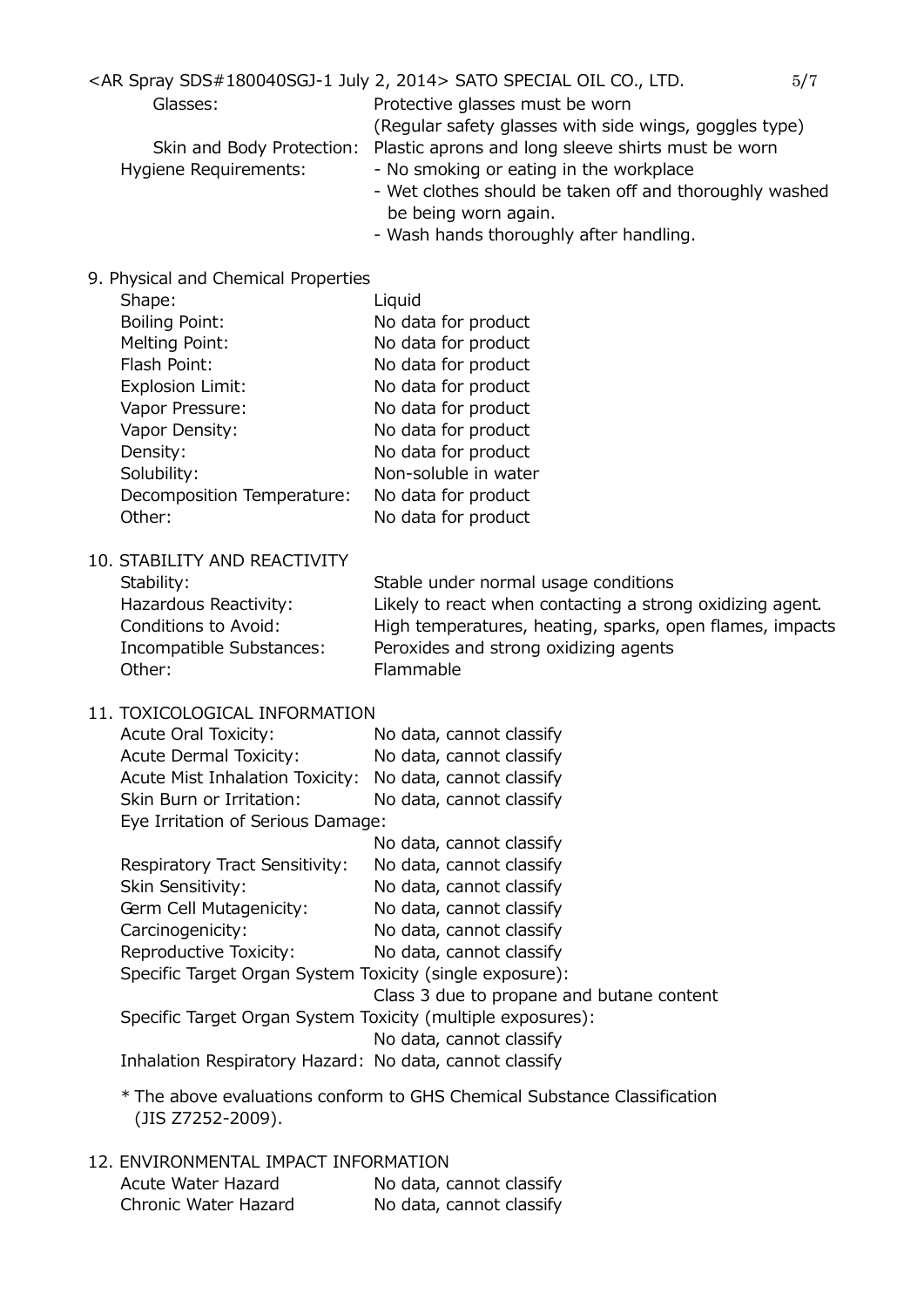Glasses: Protective glasses must be worn (Regular safety glasses with side wings, goggles type)

Skin and Body Protection: Plastic aprons and long sleeve shirts must be worn

Hygiene Requirements:
- No smoking or eating in the workplace
- Wet clothes should be taken off and thoroughly washed be being worn again.
- Wash hands thoroughly after handling.

## 9. Physical and Chemical Properties

| | |
|---|---|
| Shape: | Liquid |
| Boiling Point: | No data for product |
| Melting Point: | No data for product |
| Flash Point: | No data for product |
| Explosion Limit: | No data for product |
| Vapor Pressure: | No data for product |
| Vapor Density: | No data for product |
| Density: | No data for product |
| Solubility: | Non-soluble in water |
| Decomposition Temperature: | No data for product |
| Other: | No data for product |

## 10. STABILITY AND REACTIVITY

| | |
|---|---|
| Stability: | Stable under normal usage conditions |
| Hazardous Reactivity: | Likely to react when contacting a strong oxidizing agent. |
| Conditions to Avoid: | High temperatures, heating, sparks, open flames, impacts |
| Incompatible Substances: | Peroxides and strong oxidizing agents |
| Other: | Flammable |

## 11. TOXICOLOGICAL INFORMATION

| | |
|---|---|
| Acute Oral Toxicity: | No data, cannot classify |
| Acute Dermal Toxicity: | No data, cannot classify |
| Acute Mist Inhalation Toxicity: | No data, cannot classify |
| Skin Burn or Irritation: | No data, cannot classify |
| Eye Irritation of Serious Damage: | No data, cannot classify |
| Respiratory Tract Sensitivity: | No data, cannot classify |
| Skin Sensitivity: | No data, cannot classify |
| Germ Cell Mutagenicity: | No data, cannot classify |
| Carcinogenicity: | No data, cannot classify |
| Reproductive Toxicity: | No data, cannot classify |
| Specific Target Organ System Toxicity (single exposure): | Class 3 due to propane and butane content |
| Specific Target Organ System Toxicity (multiple exposures): | No data, cannot classify |
| Inhalation Respiratory Hazard: | No data, cannot classify |

* The above evaluations conform to GHS Chemical Substance Classification (JIS Z7252-2009).

## 12. ENVIRONMENTAL IMPACT INFORMATION

| | |
|---|---|
| Acute Water Hazard | No data, cannot classify |
| Chronic Water Hazard | No data, cannot classify |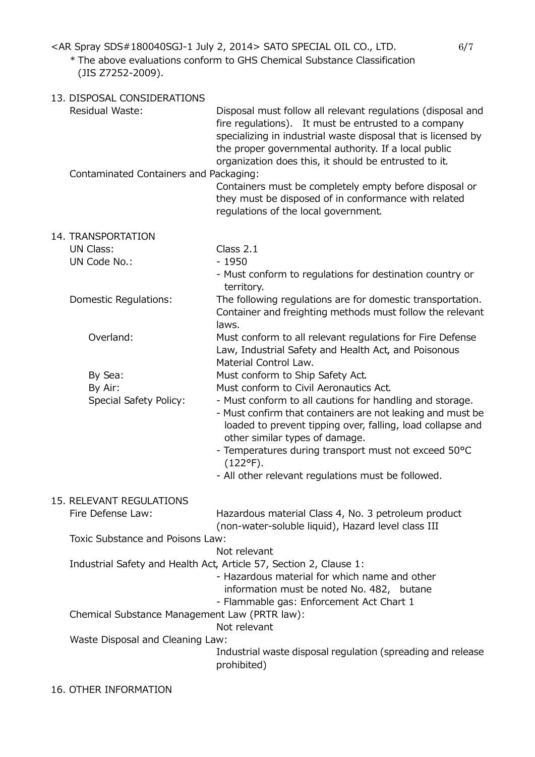\* The above evaluations conform to GHS Chemical Substance Classification (JIS Z7252-2009).

## 13. DISPOSAL CONSIDERATIONS

**Residual Waste:** Disposal must follow all relevant regulations (disposal and fire regulations). It must be entrusted to a company specializing in industrial waste disposal that is licensed by the proper governmental authority. If a local public organization does this, it should be entrusted to it.

**Contaminated Containers and Packaging:** Containers must be completely empty before disposal or they must be disposed of in conformance with related regulations of the local government.

## 14. TRANSPORTATION

**UN Class:** Class 2.1

**UN Code No.:**
- 1950
- Must conform to regulations for destination country or territory.

**Domestic Regulations:** The following regulations are for domestic transportation. Container and freighting methods must follow the relevant laws.

- **Overland:** Must conform to all relevant regulations for Fire Defense Law, Industrial Safety and Health Act, and Poisonous Material Control Law.
- **By Sea:** Must conform to Ship Safety Act.
- **By Air:** Must conform to Civil Aeronautics Act.
- **Special Safety Policy:**
  - Must conform to all cautions for handling and storage.
  - Must confirm that containers are not leaking and must be loaded to prevent tipping over, falling, load collapse and other similar types of damage.
  - Temperatures during transport must not exceed 50°C (122°F).
  - All other relevant regulations must be followed.

## 15. RELEVANT REGULATIONS

**Fire Defense Law:** Hazardous material Class 4, No. 3 petroleum product (non-water-soluble liquid), Hazard level class III

**Toxic Substance and Poisons Law:** Not relevant

**Industrial Safety and Health Act, Article 57, Section 2, Clause 1:**
- Hazardous material for which name and other information must be noted No. 482, butane
- Flammable gas: Enforcement Act Chart 1

**Chemical Substance Management Law (PRTR law):** Not relevant

**Waste Disposal and Cleaning Law:** Industrial waste disposal regulation (spreading and release prohibited)

## 16. OTHER INFORMATION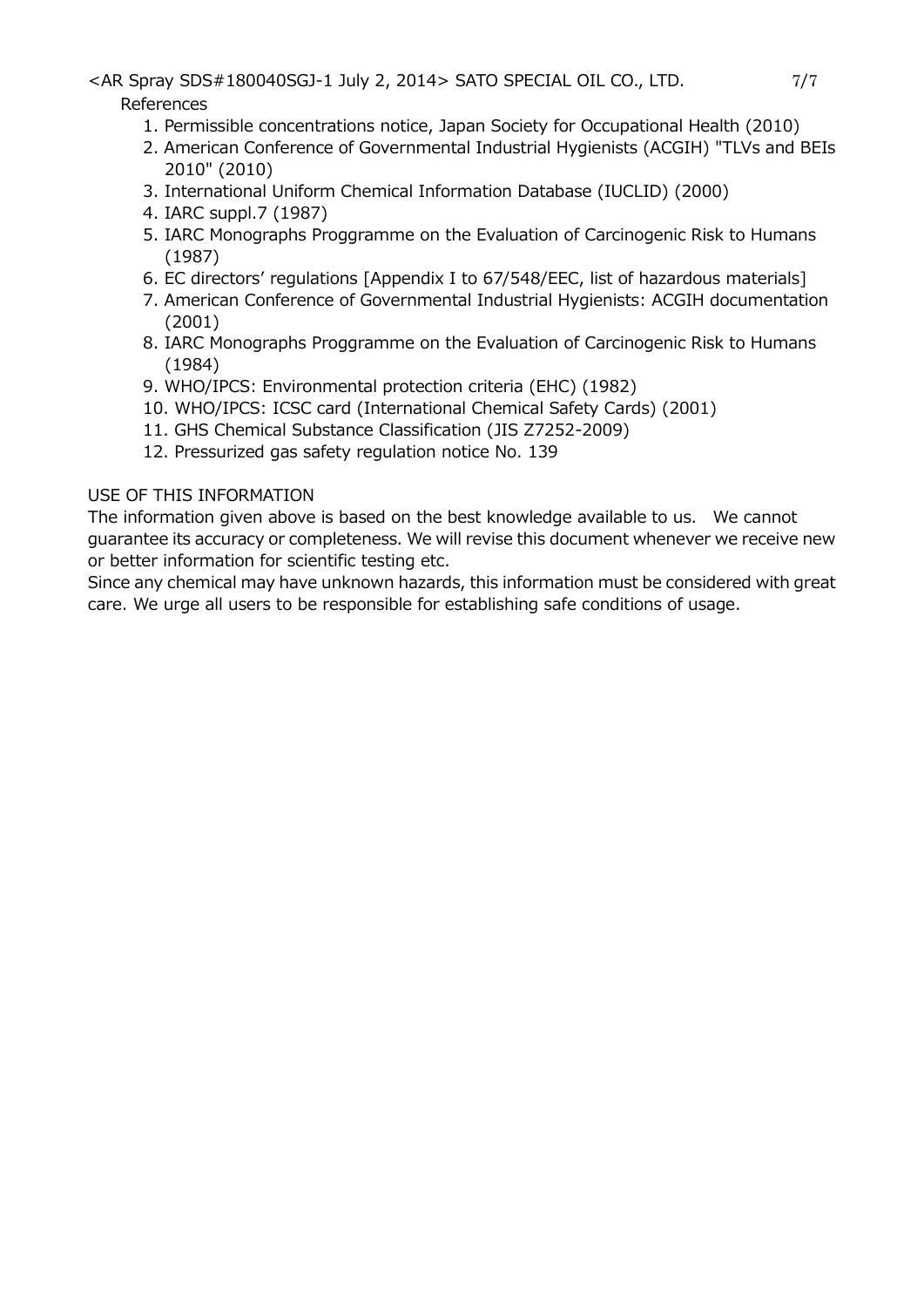References

1. Permissible concentrations notice, Japan Society for Occupational Health (2010)
2. American Conference of Governmental Industrial Hygienists (ACGIH) "TLVs and BEIs 2010" (2010)
3. International Uniform Chemical Information Database (IUCLID) (2000)
4. IARC suppl.7 (1987)
5. IARC Monographs Proggramme on the Evaluation of Carcinogenic Risk to Humans (1987)
6. EC directors' regulations [Appendix I to 67/548/EEC, list of hazardous materials]
7. American Conference of Governmental Industrial Hygienists: ACGIH documentation (2001)
8. IARC Monographs Proggramme on the Evaluation of Carcinogenic Risk to Humans (1984)
9. WHO/IPCS: Environmental protection criteria (EHC) (1982)
10. WHO/IPCS: ICSC card (International Chemical Safety Cards) (2001)
11. GHS Chemical Substance Classification (JIS Z7252-2009)
12. Pressurized gas safety regulation notice No. 139

USE OF THIS INFORMATION

The information given above is based on the best knowledge available to us. We cannot guarantee its accuracy or completeness. We will revise this document whenever we receive new or better information for scientific testing etc.

Since any chemical may have unknown hazards, this information must be considered with great care. We urge all users to be responsible for establishing safe conditions of usage.